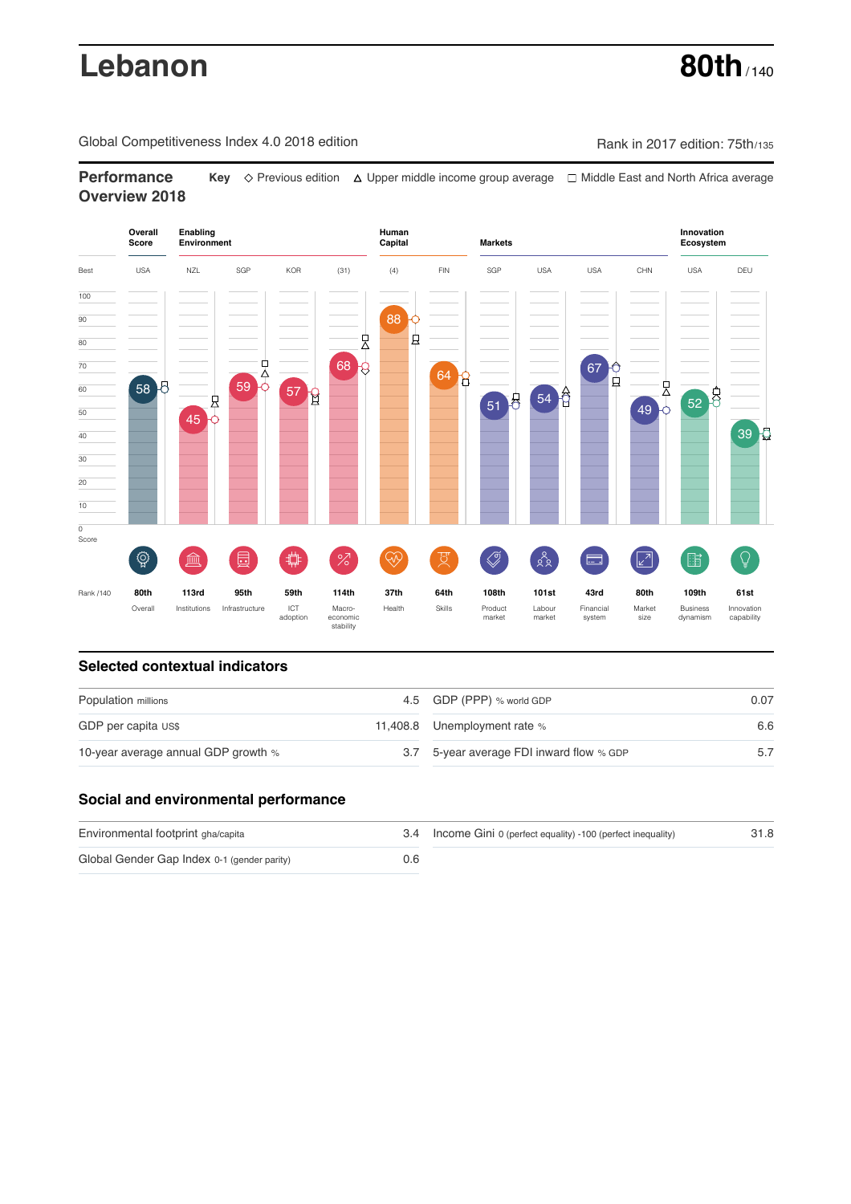# Lebanon

**80th** / 140

Global Competitiveness Index 4.0 2018 edition

Rank in 2017 edition: 75th/135

## Performance Overview 2018

**Key** ◇ Previous edition △ Upper middle income group average ☐ Middle East and North Africa average

| | Overall Score | Enabling Environment | | | | Human Capital | | Markets | | | | Innovation Ecosystem | |
|---|---|---|---|---|---|---|---|---|---|---|---|---|---|
| Best | USA | NZL | SGP | KOR | (31) | (4) | FIN | SGP | USA | USA | CHN | USA | DEU |
| Score | 58 | 45 | 59 | 57 | 68 | 88 | 64 | 51 | 54 | 67 | 49 | 52 | 39 |
| Rank /140 | 80th | 113rd | 95th | 59th | 114th | 37th | 64th | 108th | 101st | 43rd | 80th | 109th | 61st |
| | Overall | Institutions | Infrastructure | ICT adoption | Macro-economic stability | Health | Skills | Product market | Labour market | Financial system | Market size | Business dynamism | Innovation capability |

## Selected contextual indicators

| | | | |
|---|---|---|---|
| Population millions | 4.5 | GDP (PPP) % world GDP | 0.07 |
| GDP per capita US$ | 11,408.8 | Unemployment rate % | 6.6 |
| 10-year average annual GDP growth % | 3.7 | 5-year average FDI inward flow % GDP | 5.7 |

## Social and environmental performance

| | | | |
|---|---|---|---|
| Environmental footprint gha/capita | 3.4 | Income Gini 0 (perfect equality) -100 (perfect inequality) | 31.8 |
| Global Gender Gap Index 0-1 (gender parity) | 0.6 | | |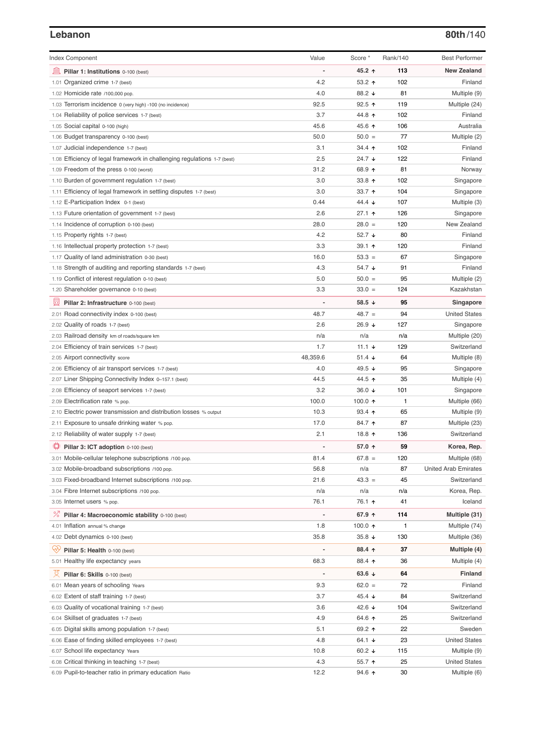## Lebanon

**80th/140**

| Index Component | Value | Score * | Rank/140 | Best Performer |
|---|---|---|---|---|
| **Pillar 1: Institutions** 0-100 (best) | - | **45.2 ↑** | **113** | **New Zealand** |
| 1.01 Organized crime 1-7 (best) | 4.2 | 53.2 ↑ | 102 | Finland |
| 1.02 Homicide rate /100,000 pop. | 4.0 | 88.2 ↓ | 81 | Multiple (9) |
| 1.03 Terrorism incidence 0 (very high) -100 (no incidence) | 92.5 | 92.5 ↑ | 119 | Multiple (24) |
| 1.04 Reliability of police services 1-7 (best) | 3.7 | 44.8 ↑ | 102 | Finland |
| 1.05 Social capital 0-100 (high) | 45.6 | 45.6 ↑ | 106 | Australia |
| 1.06 Budget transparency 0-100 (best) | 50.0 | 50.0 = | 77 | Multiple (2) |
| 1.07 Judicial independence 1-7 (best) | 3.1 | 34.4 ↑ | 102 | Finland |
| 1.08 Efficiency of legal framework in challenging regulations 1-7 (best) | 2.5 | 24.7 ↓ | 122 | Finland |
| 1.09 Freedom of the press 0-100 (worst) | 31.2 | 68.9 ↑ | 81 | Norway |
| 1.10 Burden of government regulation 1-7 (best) | 3.0 | 33.8 ↑ | 102 | Singapore |
| 1.11 Efficiency of legal framework in settling disputes 1-7 (best) | 3.0 | 33.7 ↑ | 104 | Singapore |
| 1.12 E-Participation Index 0-1 (best) | 0.44 | 44.4 ↓ | 107 | Multiple (3) |
| 1.13 Future orientation of government 1-7 (best) | 2.6 | 27.1 ↑ | 126 | Singapore |
| 1.14 Incidence of corruption 0-100 (best) | 28.0 | 28.0 = | 120 | New Zealand |
| 1.15 Property rights 1-7 (best) | 4.2 | 52.7 ↓ | 80 | Finland |
| 1.16 Intellectual property protection 1-7 (best) | 3.3 | 39.1 ↑ | 120 | Finland |
| 1.17 Quality of land administration 0-30 (best) | 16.0 | 53.3 = | 67 | Singapore |
| 1.18 Strength of auditing and reporting standards 1-7 (best) | 4.3 | 54.7 ↓ | 91 | Finland |
| 1.19 Conflict of interest regulation 0-10 (best) | 5.0 | 50.0 = | 95 | Multiple (2) |
| 1.20 Shareholder governance 0-10 (best) | 3.3 | 33.0 = | 124 | Kazakhstan |
| **Pillar 2: Infrastructure** 0-100 (best) | - | **58.5 ↓** | **95** | **Singapore** |
| 2.01 Road connectivity index 0-100 (best) | 48.7 | 48.7 = | 94 | United States |
| 2.02 Quality of roads 1-7 (best) | 2.6 | 26.9 ↓ | 127 | Singapore |
| 2.03 Railroad density km of roads/square km | n/a | n/a | n/a | Multiple (20) |
| 2.04 Efficiency of train services 1-7 (best) | 1.7 | 11.1 ↓ | 129 | Switzerland |
| 2.05 Airport connectivity score | 48,359.6 | 51.4 ↓ | 64 | Multiple (8) |
| 2.06 Efficiency of air transport services 1-7 (best) | 4.0 | 49.5 ↓ | 95 | Singapore |
| 2.07 Liner Shipping Connectivity Index 0–157.1 (best) | 44.5 | 44.5 ↑ | 35 | Multiple (4) |
| 2.08 Efficiency of seaport services 1-7 (best) | 3.2 | 36.0 ↓ | 101 | Singapore |
| 2.09 Electrification rate % pop. | 100.0 | 100.0 ↑ | 1 | Multiple (66) |
| 2.10 Electric power transmission and distribution losses % output | 10.3 | 93.4 ↑ | 65 | Multiple (9) |
| 2.11 Exposure to unsafe drinking water % pop. | 17.0 | 84.7 ↑ | 87 | Multiple (23) |
| 2.12 Reliability of water supply 1-7 (best) | 2.1 | 18.8 ↑ | 136 | Switzerland |
| **Pillar 3: ICT adoption** 0-100 (best) | - | **57.0 ↑** | **59** | **Korea, Rep.** |
| 3.01 Mobile-cellular telephone subscriptions /100 pop. | 81.4 | 67.8 = | 120 | Multiple (68) |
| 3.02 Mobile-broadband subscriptions /100 pop. | 56.8 | n/a | 87 | United Arab Emirates |
| 3.03 Fixed-broadband Internet subscriptions /100 pop. | 21.6 | 43.3 = | 45 | Switzerland |
| 3.04 Fibre Internet subscriptions /100 pop. | n/a | n/a | n/a | Korea, Rep. |
| 3.05 Internet users % pop. | 76.1 | 76.1 ↑ | 41 | Iceland |
| **Pillar 4: Macroeconomic stability** 0-100 (best) | - | **67.9 ↑** | **114** | **Multiple (31)** |
| 4.01 Inflation annual % change | 1.8 | 100.0 ↑ | 1 | Multiple (74) |
| 4.02 Debt dynamics 0-100 (best) | 35.8 | 35.8 ↓ | 130 | Multiple (36) |
| **Pillar 5: Health** 0-100 (best) | - | **88.4 ↑** | **37** | **Multiple (4)** |
| 5.01 Healthy life expectancy years | 68.3 | 88.4 ↑ | 36 | Multiple (4) |
| **Pillar 6: Skills** 0-100 (best) | - | **63.6 ↓** | **64** | **Finland** |
| 6.01 Mean years of schooling Years | 9.3 | 62.0 = | 72 | Finland |
| 6.02 Extent of staff training 1-7 (best) | 3.7 | 45.4 ↓ | 84 | Switzerland |
| 6.03 Quality of vocational training 1-7 (best) | 3.6 | 42.6 ↓ | 104 | Switzerland |
| 6.04 Skillset of graduates 1-7 (best) | 4.9 | 64.6 ↑ | 25 | Switzerland |
| 6.05 Digital skills among population 1-7 (best) | 5.1 | 69.2 ↑ | 22 | Sweden |
| 6.06 Ease of finding skilled employees 1-7 (best) | 4.8 | 64.1 ↓ | 23 | United States |
| 6.07 School life expectancy Years | 10.8 | 60.2 ↓ | 115 | Multiple (9) |
| 6.08 Critical thinking in teaching 1-7 (best) | 4.3 | 55.7 ↑ | 25 | United States |
| 6.09 Pupil-to-teacher ratio in primary education Ratio | 12.2 | 94.6 ↑ | 30 | Multiple (6) |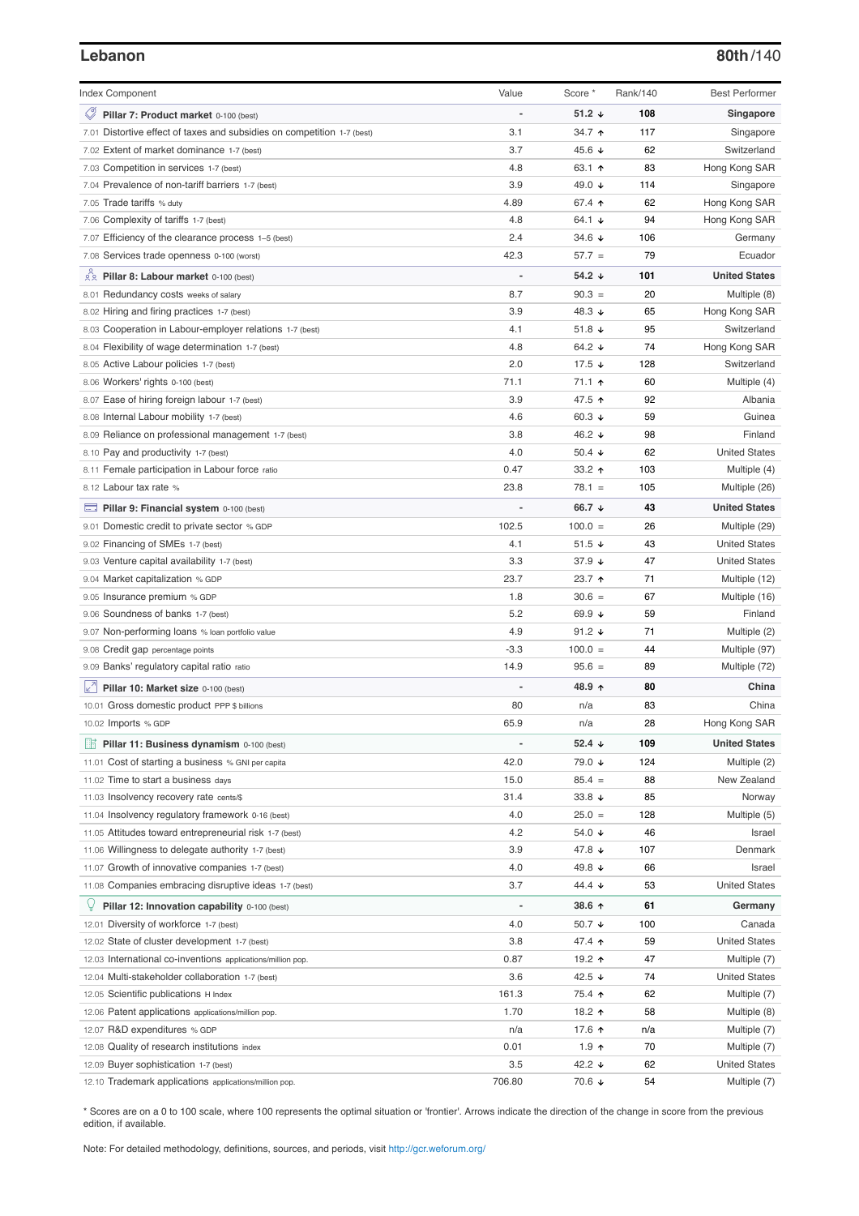## Lebanon

**80th**/140

| Index Component | Value | Score * | Rank/140 | Best Performer |
|---|---|---|---|---|
| **Pillar 7: Product market** 0-100 (best) | - | **51.2 ↓** | **108** | **Singapore** |
| 7.01 Distortive effect of taxes and subsidies on competition 1-7 (best) | 3.1 | 34.7 ↑ | 117 | Singapore |
| 7.02 Extent of market dominance 1-7 (best) | 3.7 | 45.6 ↓ | 62 | Switzerland |
| 7.03 Competition in services 1-7 (best) | 4.8 | 63.1 ↑ | 83 | Hong Kong SAR |
| 7.04 Prevalence of non-tariff barriers 1-7 (best) | 3.9 | 49.0 ↓ | 114 | Singapore |
| 7.05 Trade tariffs % duty | 4.89 | 67.4 ↑ | 62 | Hong Kong SAR |
| 7.06 Complexity of tariffs 1-7 (best) | 4.8 | 64.1 ↓ | 94 | Hong Kong SAR |
| 7.07 Efficiency of the clearance process 1–5 (best) | 2.4 | 34.6 ↓ | 106 | Germany |
| 7.08 Services trade openness 0-100 (worst) | 42.3 | 57.7 = | 79 | Ecuador |
| **Pillar 8: Labour market** 0-100 (best) | - | **54.2 ↓** | **101** | **United States** |
| 8.01 Redundancy costs weeks of salary | 8.7 | 90.3 = | 20 | Multiple (8) |
| 8.02 Hiring and firing practices 1-7 (best) | 3.9 | 48.3 ↓ | 65 | Hong Kong SAR |
| 8.03 Cooperation in Labour-employer relations 1-7 (best) | 4.1 | 51.8 ↓ | 95 | Switzerland |
| 8.04 Flexibility of wage determination 1-7 (best) | 4.8 | 64.2 ↓ | 74 | Hong Kong SAR |
| 8.05 Active Labour policies 1-7 (best) | 2.0 | 17.5 ↓ | 128 | Switzerland |
| 8.06 Workers' rights 0-100 (best) | 71.1 | 71.1 ↑ | 60 | Multiple (4) |
| 8.07 Ease of hiring foreign labour 1-7 (best) | 3.9 | 47.5 ↑ | 92 | Albania |
| 8.08 Internal Labour mobility 1-7 (best) | 4.6 | 60.3 ↓ | 59 | Guinea |
| 8.09 Reliance on professional management 1-7 (best) | 3.8 | 46.2 ↓ | 98 | Finland |
| 8.10 Pay and productivity 1-7 (best) | 4.0 | 50.4 ↓ | 62 | United States |
| 8.11 Female participation in Labour force ratio | 0.47 | 33.2 ↑ | 103 | Multiple (4) |
| 8.12 Labour tax rate % | 23.8 | 78.1 = | 105 | Multiple (26) |
| **Pillar 9: Financial system** 0-100 (best) | - | **66.7 ↓** | **43** | **United States** |
| 9.01 Domestic credit to private sector % GDP | 102.5 | 100.0 = | 26 | Multiple (29) |
| 9.02 Financing of SMEs 1-7 (best) | 4.1 | 51.5 ↓ | 43 | United States |
| 9.03 Venture capital availability 1-7 (best) | 3.3 | 37.9 ↓ | 47 | United States |
| 9.04 Market capitalization % GDP | 23.7 | 23.7 ↑ | 71 | Multiple (12) |
| 9.05 Insurance premium % GDP | 1.8 | 30.6 = | 67 | Multiple (16) |
| 9.06 Soundness of banks 1-7 (best) | 5.2 | 69.9 ↓ | 59 | Finland |
| 9.07 Non-performing loans % loan portfolio value | 4.9 | 91.2 ↓ | 71 | Multiple (2) |
| 9.08 Credit gap percentage points | -3.3 | 100.0 = | 44 | Multiple (97) |
| 9.09 Banks' regulatory capital ratio ratio | 14.9 | 95.6 = | 89 | Multiple (72) |
| **Pillar 10: Market size** 0-100 (best) | - | **48.9 ↑** | **80** | **China** |
| 10.01 Gross domestic product PPP $ billions | 80 | n/a | 83 | China |
| 10.02 Imports % GDP | 65.9 | n/a | 28 | Hong Kong SAR |
| **Pillar 11: Business dynamism** 0-100 (best) | - | **52.4 ↓** | **109** | **United States** |
| 11.01 Cost of starting a business % GNI per capita | 42.0 | 79.0 ↓ | 124 | Multiple (2) |
| 11.02 Time to start a business days | 15.0 | 85.4 = | 88 | New Zealand |
| 11.03 Insolvency recovery rate cents/$ | 31.4 | 33.8 ↓ | 85 | Norway |
| 11.04 Insolvency regulatory framework 0-16 (best) | 4.0 | 25.0 = | 128 | Multiple (5) |
| 11.05 Attitudes toward entrepreneurial risk 1-7 (best) | 4.2 | 54.0 ↓ | 46 | Israel |
| 11.06 Willingness to delegate authority 1-7 (best) | 3.9 | 47.8 ↓ | 107 | Denmark |
| 11.07 Growth of innovative companies 1-7 (best) | 4.0 | 49.8 ↓ | 66 | Israel |
| 11.08 Companies embracing disruptive ideas 1-7 (best) | 3.7 | 44.4 ↓ | 53 | United States |
| **Pillar 12: Innovation capability** 0-100 (best) | - | **38.6 ↑** | **61** | **Germany** |
| 12.01 Diversity of workforce 1-7 (best) | 4.0 | 50.7 ↓ | 100 | Canada |
| 12.02 State of cluster development 1-7 (best) | 3.8 | 47.4 ↑ | 59 | United States |
| 12.03 International co-inventions applications/million pop. | 0.87 | 19.2 ↑ | 47 | Multiple (7) |
| 12.04 Multi-stakeholder collaboration 1-7 (best) | 3.6 | 42.5 ↓ | 74 | United States |
| 12.05 Scientific publications H Index | 161.3 | 75.4 ↑ | 62 | Multiple (7) |
| 12.06 Patent applications applications/million pop. | 1.70 | 18.2 ↑ | 58 | Multiple (8) |
| 12.07 R&D expenditures % GDP | n/a | 17.6 ↑ | n/a | Multiple (7) |
| 12.08 Quality of research institutions index | 0.01 | 1.9 ↑ | 70 | Multiple (7) |
| 12.09 Buyer sophistication 1-7 (best) | 3.5 | 42.2 ↓ | 62 | United States |
| 12.10 Trademark applications applications/million pop. | 706.80 | 70.6 ↓ | 54 | Multiple (7) |

* Scores are on a 0 to 100 scale, where 100 represents the optimal situation or 'frontier'. Arrows indicate the direction of the change in score from the previous edition, if available.

Note: For detailed methodology, definitions, sources, and periods, visit http://gcr.weforum.org/